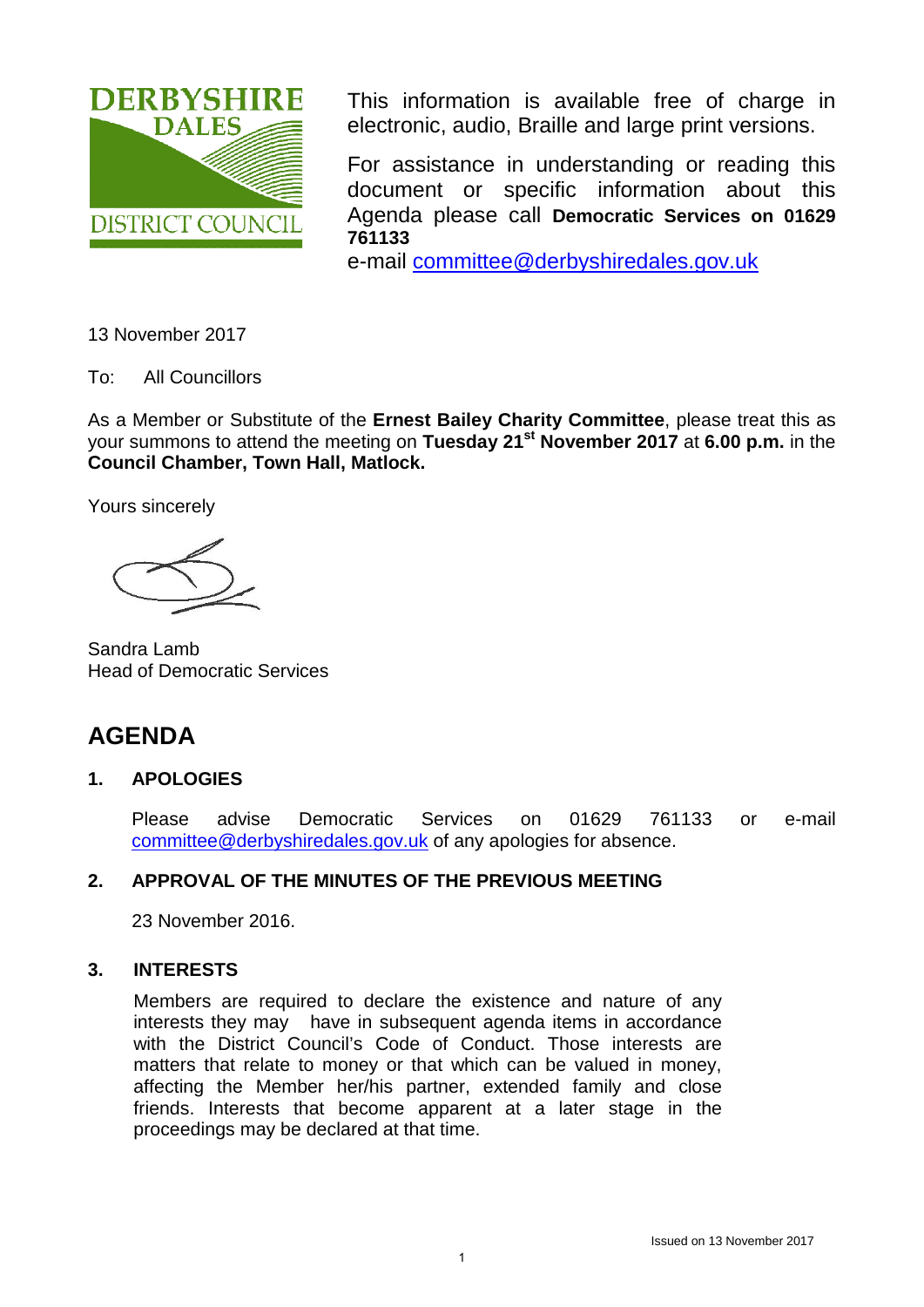DERBYSHIRE DALES DISTRICT COUNCIL

This information is available free of charge in electronic, audio, Braille and large print versions.

For assistance in understanding or reading this document or specific information about this Agenda please call **Democratic Services on 01629 761133**
e-mail committee@derbyshiredales.gov.uk

13 November 2017

To: All Councillors

As a Member or Substitute of the **Ernest Bailey Charity Committee**, please treat this as your summons to attend the meeting on **Tuesday 21st November 2017** at **6.00 p.m.** in the **Council Chamber, Town Hall, Matlock.**

Yours sincerely

Sandra Lamb
Head of Democratic Services

# AGENDA

## 1. APOLOGIES

Please advise Democratic Services on 01629 761133 or e-mail committee@derbyshiredales.gov.uk of any apologies for absence.

## 2. APPROVAL OF THE MINUTES OF THE PREVIOUS MEETING

23 November 2016.

## 3. INTERESTS

Members are required to declare the existence and nature of any interests they may have in subsequent agenda items in accordance with the District Council's Code of Conduct. Those interests are matters that relate to money or that which can be valued in money, affecting the Member her/his partner, extended family and close friends. Interests that become apparent at a later stage in the proceedings may be declared at that time.

Issued on 13 November 2017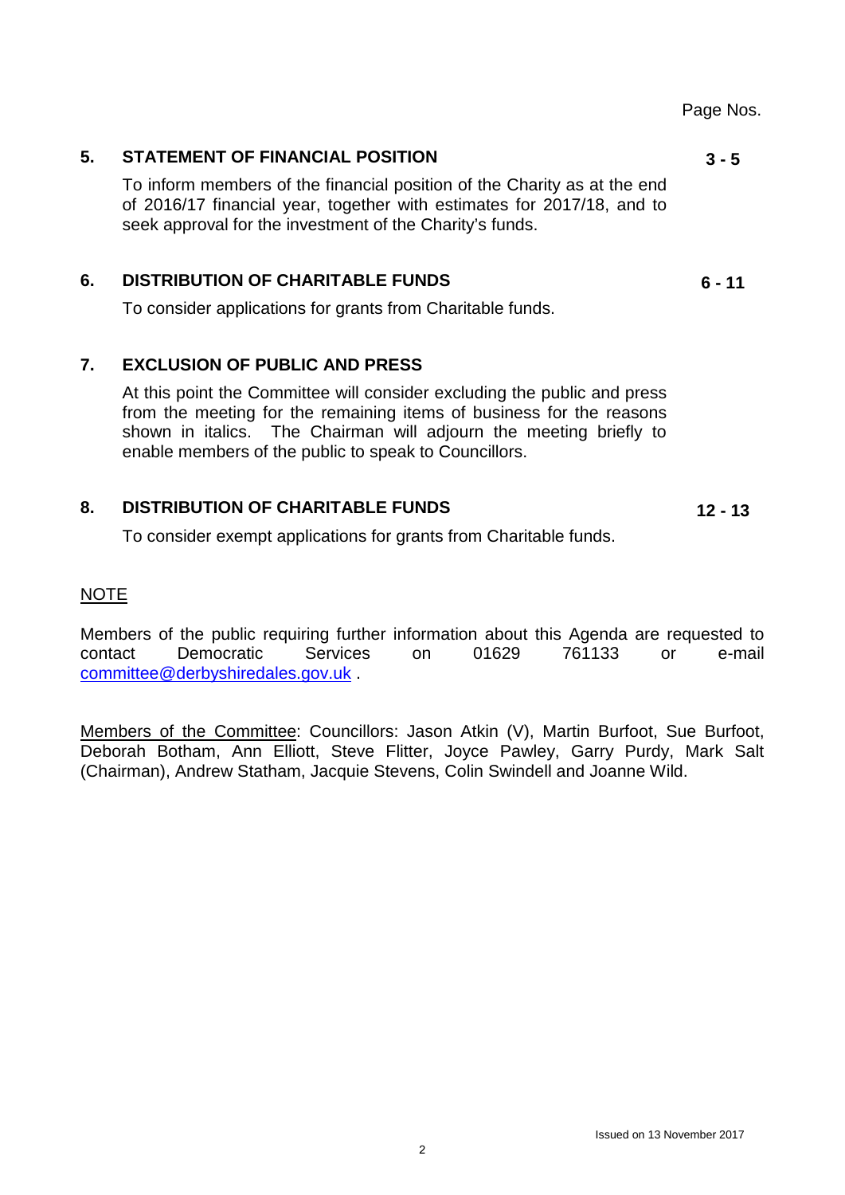Page Nos.

**5. STATEMENT OF FINANCIAL POSITION** **3 - 5**

To inform members of the financial position of the Charity as at the end of 2016/17 financial year, together with estimates for 2017/18, and to seek approval for the investment of the Charity's funds.

**6. DISTRIBUTION OF CHARITABLE FUNDS** **6 - 11**

To consider applications for grants from Charitable funds.

**7. EXCLUSION OF PUBLIC AND PRESS**

At this point the Committee will consider excluding the public and press from the meeting for the remaining items of business for the reasons shown in italics. The Chairman will adjourn the meeting briefly to enable members of the public to speak to Councillors.

**8. DISTRIBUTION OF CHARITABLE FUNDS** **12 - 13**

To consider exempt applications for grants from Charitable funds.

NOTE

Members of the public requiring further information about this Agenda are requested to contact Democratic Services on 01629 761133 or e-mail committee@derbyshiredales.gov.uk .

Members of the Committee: Councillors: Jason Atkin (V), Martin Burfoot, Sue Burfoot, Deborah Botham, Ann Elliott, Steve Flitter, Joyce Pawley, Garry Purdy, Mark Salt (Chairman), Andrew Statham, Jacquie Stevens, Colin Swindell and Joanne Wild.

Issued on 13 November 2017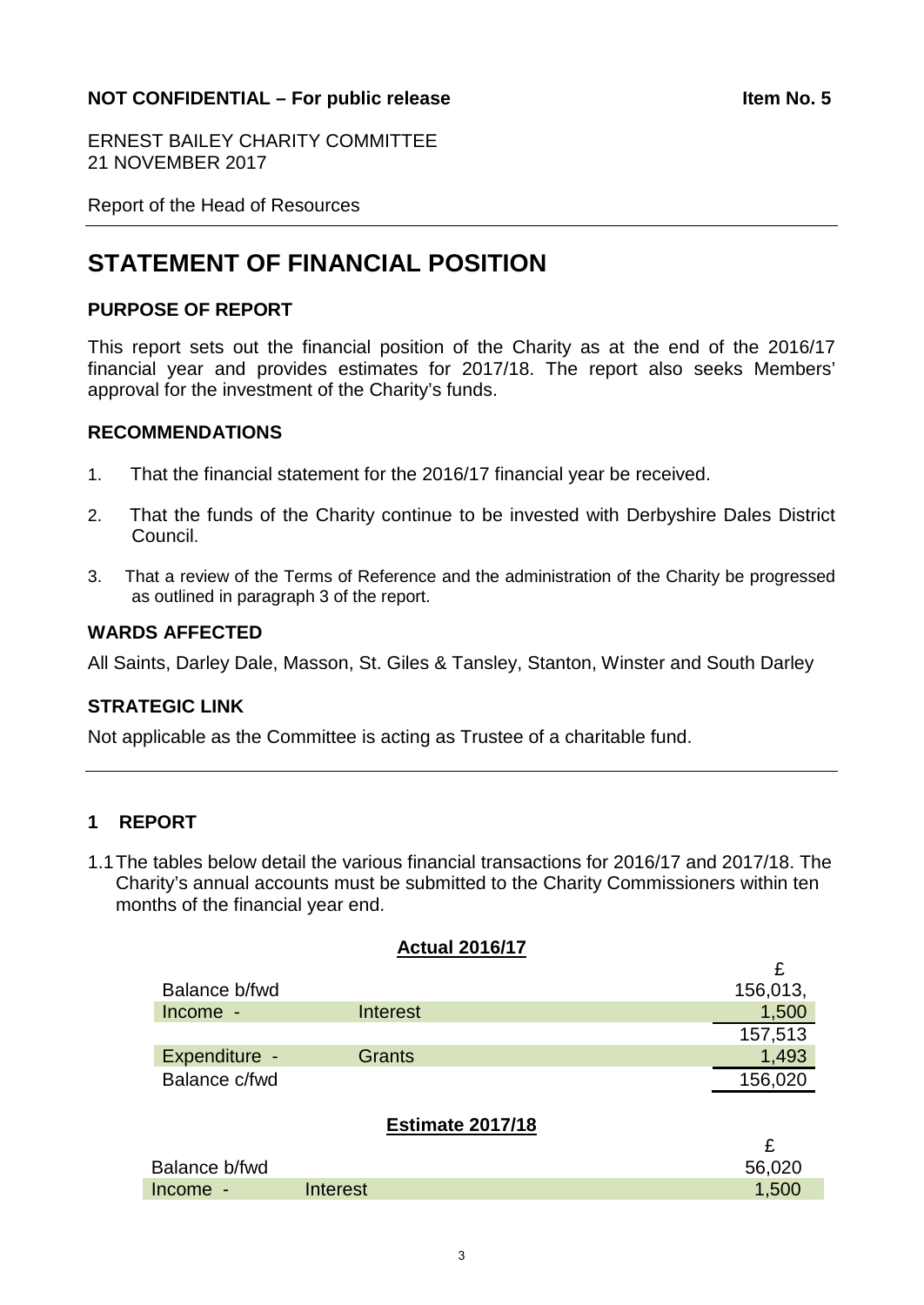**NOT CONFIDENTIAL – For public release** **Item No. 5**

ERNEST BAILEY CHARITY COMMITTEE
21 NOVEMBER 2017

Report of the Head of Resources

# STATEMENT OF FINANCIAL POSITION

## PURPOSE OF REPORT

This report sets out the financial position of the Charity as at the end of the 2016/17 financial year and provides estimates for 2017/18. The report also seeks Members' approval for the investment of the Charity's funds.

## RECOMMENDATIONS

1. That the financial statement for the 2016/17 financial year be received.

2. That the funds of the Charity continue to be invested with Derbyshire Dales District Council.

3. That a review of the Terms of Reference and the administration of the Charity be progressed as outlined in paragraph 3 of the report.

## WARDS AFFECTED

All Saints, Darley Dale, Masson, St. Giles & Tansley, Stanton, Winster and South Darley

## STRATEGIC LINK

Not applicable as the Committee is acting as Trustee of a charitable fund.

## 1 REPORT

1.1 The tables below detail the various financial transactions for 2016/17 and 2017/18. The Charity's annual accounts must be submitted to the Charity Commissioners within ten months of the financial year end.

**Actual 2016/17**

| | | £ |
|---|---|---|
| Balance b/fwd | | 156,013, |
| Income - | Interest | 1,500 |
| | | 157,513 |
| Expenditure - | Grants | 1,493 |
| Balance c/fwd | | 156,020 |

**Estimate 2017/18**

| | | £ |
|---|---|---|
| Balance b/fwd | | 56,020 |
| Income - | Interest | 1,500 |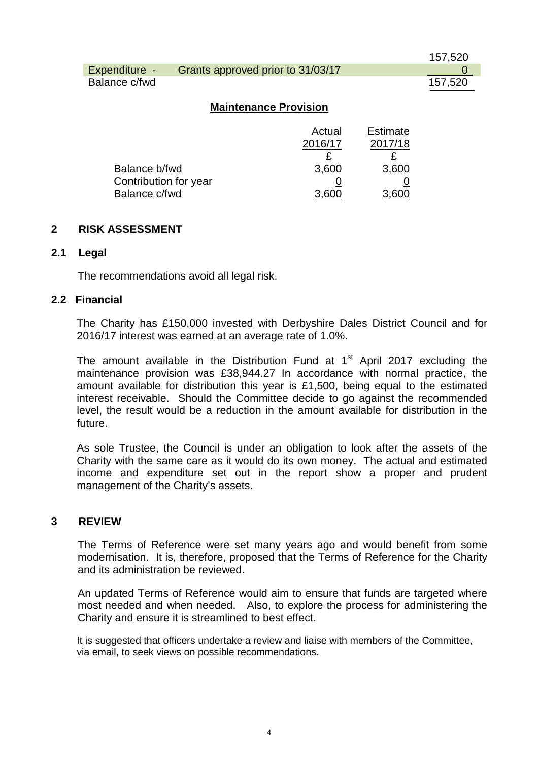| | | |
|---|---|---|
| | | 157,520 |
| Expenditure - | Grants approved prior to 31/03/17 | 0 |
| Balance c/fwd | | 157,520 |

**Maintenance Provision**

| | Actual 2016/17 | Estimate 2017/18 |
|---|---|---|
| | £ | £ |
| Balance b/fwd | 3,600 | 3,600 |
| Contribution for year | 0 | 0 |
| Balance c/fwd | 3,600 | 3,600 |

## 2 RISK ASSESSMENT

### 2.1 Legal

The recommendations avoid all legal risk.

### 2.2 Financial

The Charity has £150,000 invested with Derbyshire Dales District Council and for 2016/17 interest was earned at an average rate of 1.0%.

The amount available in the Distribution Fund at 1st April 2017 excluding the maintenance provision was £38,944.27 In accordance with normal practice, the amount available for distribution this year is £1,500, being equal to the estimated interest receivable. Should the Committee decide to go against the recommended level, the result would be a reduction in the amount available for distribution in the future.

As sole Trustee, the Council is under an obligation to look after the assets of the Charity with the same care as it would do its own money. The actual and estimated income and expenditure set out in the report show a proper and prudent management of the Charity's assets.

## 3 REVIEW

The Terms of Reference were set many years ago and would benefit from some modernisation. It is, therefore, proposed that the Terms of Reference for the Charity and its administration be reviewed.

An updated Terms of Reference would aim to ensure that funds are targeted where most needed and when needed. Also, to explore the process for administering the Charity and ensure it is streamlined to best effect.

It is suggested that officers undertake a review and liaise with members of the Committee, via email, to seek views on possible recommendations.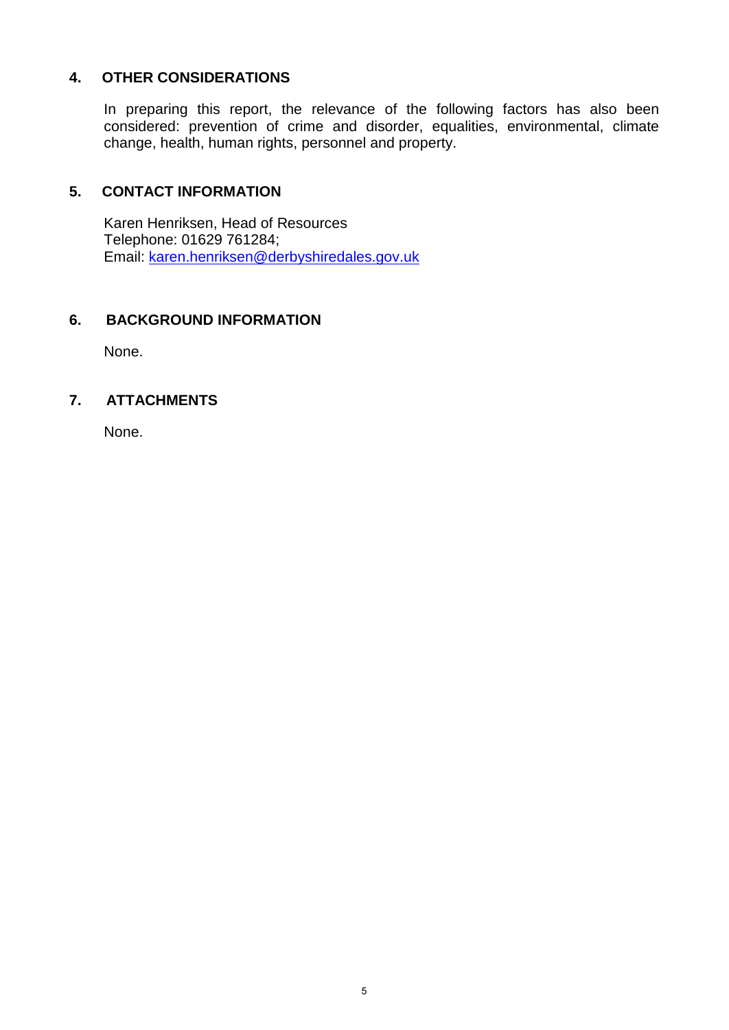## 4. OTHER CONSIDERATIONS

In preparing this report, the relevance of the following factors has also been considered: prevention of crime and disorder, equalities, environmental, climate change, health, human rights, personnel and property.

## 5. CONTACT INFORMATION

Karen Henriksen, Head of Resources
Telephone: 01629 761284;
Email: karen.henriksen@derbyshiredales.gov.uk

## 6. BACKGROUND INFORMATION

None.

## 7. ATTACHMENTS

None.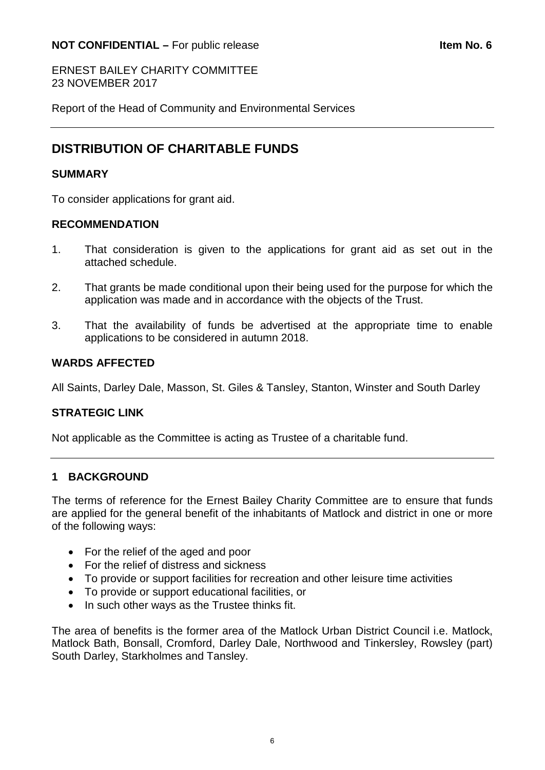**NOT CONFIDENTIAL –** For public release **Item No. 6**

ERNEST BAILEY CHARITY COMMITTEE
23 NOVEMBER 2017

Report of the Head of Community and Environmental Services

# DISTRIBUTION OF CHARITABLE FUNDS

## SUMMARY

To consider applications for grant aid.

## RECOMMENDATION

1. That consideration is given to the applications for grant aid as set out in the attached schedule.
2. That grants be made conditional upon their being used for the purpose for which the application was made and in accordance with the objects of the Trust.
3. That the availability of funds be advertised at the appropriate time to enable applications to be considered in autumn 2018.

## WARDS AFFECTED

All Saints, Darley Dale, Masson, St. Giles & Tansley, Stanton, Winster and South Darley

## STRATEGIC LINK

Not applicable as the Committee is acting as Trustee of a charitable fund.

## 1 BACKGROUND

The terms of reference for the Ernest Bailey Charity Committee are to ensure that funds are applied for the general benefit of the inhabitants of Matlock and district in one or more of the following ways:

- For the relief of the aged and poor
- For the relief of distress and sickness
- To provide or support facilities for recreation and other leisure time activities
- To provide or support educational facilities, or
- In such other ways as the Trustee thinks fit.

The area of benefits is the former area of the Matlock Urban District Council i.e. Matlock, Matlock Bath, Bonsall, Cromford, Darley Dale, Northwood and Tinkersley, Rowsley (part) South Darley, Starkholmes and Tansley.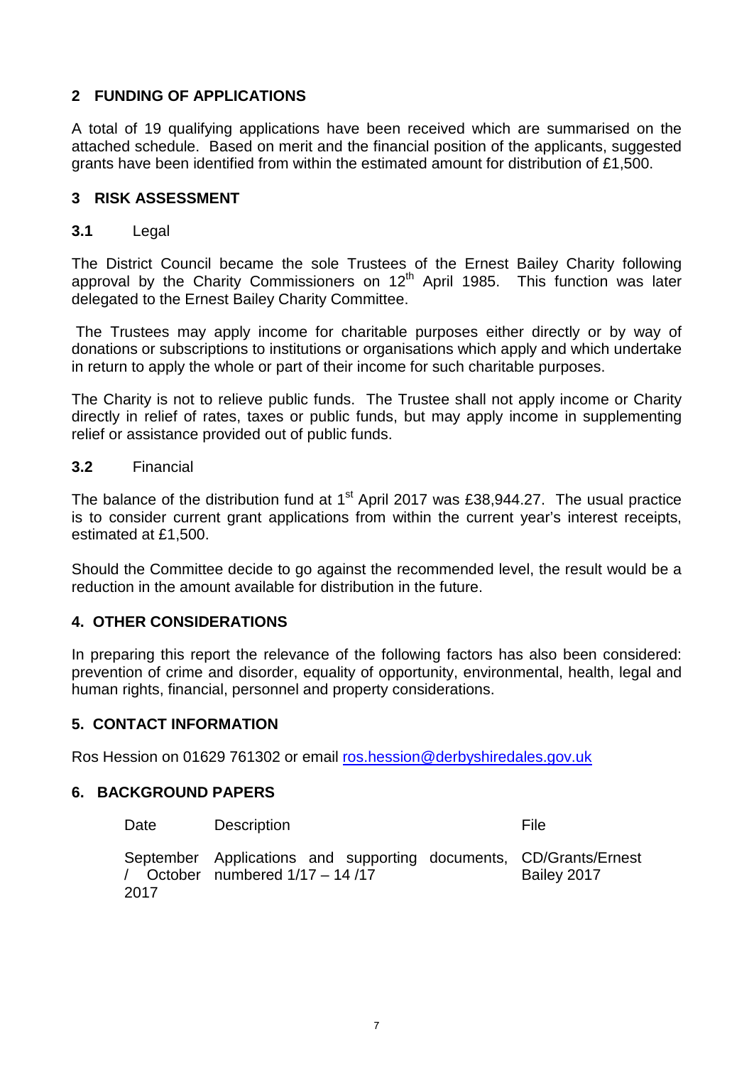## 2 FUNDING OF APPLICATIONS

A total of 19 qualifying applications have been received which are summarised on the attached schedule. Based on merit and the financial position of the applicants, suggested grants have been identified from within the estimated amount for distribution of £1,500.

## 3 RISK ASSESSMENT

### 3.1 Legal

The District Council became the sole Trustees of the Ernest Bailey Charity following approval by the Charity Commissioners on 12th April 1985. This function was later delegated to the Ernest Bailey Charity Committee.

The Trustees may apply income for charitable purposes either directly or by way of donations or subscriptions to institutions or organisations which apply and which undertake in return to apply the whole or part of their income for such charitable purposes.

The Charity is not to relieve public funds. The Trustee shall not apply income or Charity directly in relief of rates, taxes or public funds, but may apply income in supplementing relief or assistance provided out of public funds.

### 3.2 Financial

The balance of the distribution fund at 1st April 2017 was £38,944.27. The usual practice is to consider current grant applications from within the current year's interest receipts, estimated at £1,500.

Should the Committee decide to go against the recommended level, the result would be a reduction in the amount available for distribution in the future.

## 4. OTHER CONSIDERATIONS

In preparing this report the relevance of the following factors has also been considered: prevention of crime and disorder, equality of opportunity, environmental, health, legal and human rights, financial, personnel and property considerations.

## 5. CONTACT INFORMATION

Ros Hession on 01629 761302 or email ros.hession@derbyshiredales.gov.uk

## 6. BACKGROUND PAPERS

| Date | Description | File |
|---|---|---|
| September / October 2017 | Applications and supporting documents, numbered 1/17 – 14 /17 | CD/Grants/Ernest Bailey 2017 |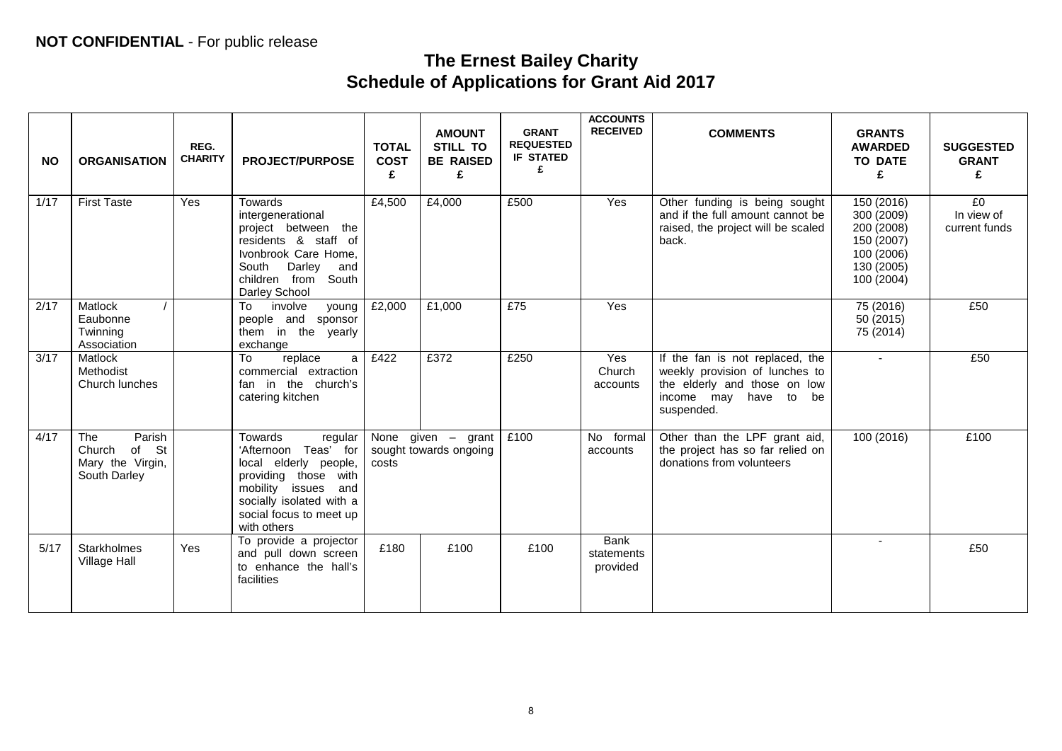**NOT CONFIDENTIAL** - For public release

# The Ernest Bailey Charity
## Schedule of Applications for Grant Aid 2017

| NO | ORGANISATION | REG. CHARITY | PROJECT/PURPOSE | TOTAL COST £ | AMOUNT STILL TO BE RAISED £ | GRANT REQUESTED IF STATED £ | ACCOUNTS RECEIVED | COMMENTS | GRANTS AWARDED TO DATE £ | SUGGESTED GRANT £ |
|---|---|---|---|---|---|---|---|---|---|---|
| 1/17 | First Taste | Yes | Towards intergenerational project between the residents & staff of Ivonbrook Care Home, South Darley and children from South Darley School | £4,500 | £4,000 | £500 | Yes | Other funding is being sought and if the full amount cannot be raised, the project will be scaled back. | 150 (2016) 300 (2009) 200 (2008) 150 (2007) 100 (2006) 130 (2005) 100 (2004) | £0 In view of current funds |
| 2/17 | Matlock / Eaubonne Twinning Association | | To involve young people and sponsor them in the yearly exchange | £2,000 | £1,000 | £75 | Yes | | 75 (2016) 50 (2015) 75 (2014) | £50 |
| 3/17 | Matlock Methodist Church lunches | | To replace a commercial extraction fan in the church's catering kitchen | £422 | £372 | £250 | Yes Church accounts | If the fan is not replaced, the weekly provision of lunches to the elderly and those on low income may have to be suspended. | - | £50 |
| 4/17 | The Parish Church of St Mary the Virgin, South Darley | | Towards regular 'Afternoon Teas' for local elderly people, providing those with mobility issues and socially isolated with a social focus to meet up with others | None given – grant sought towards ongoing costs | | £100 | No formal accounts | Other than the LPF grant aid, the project has so far relied on donations from volunteers | 100 (2016) | £100 |
| 5/17 | Starkholmes Village Hall | Yes | To provide a projector and pull down screen to enhance the hall's facilities | £180 | £100 | £100 | Bank statements provided | | - | £50 |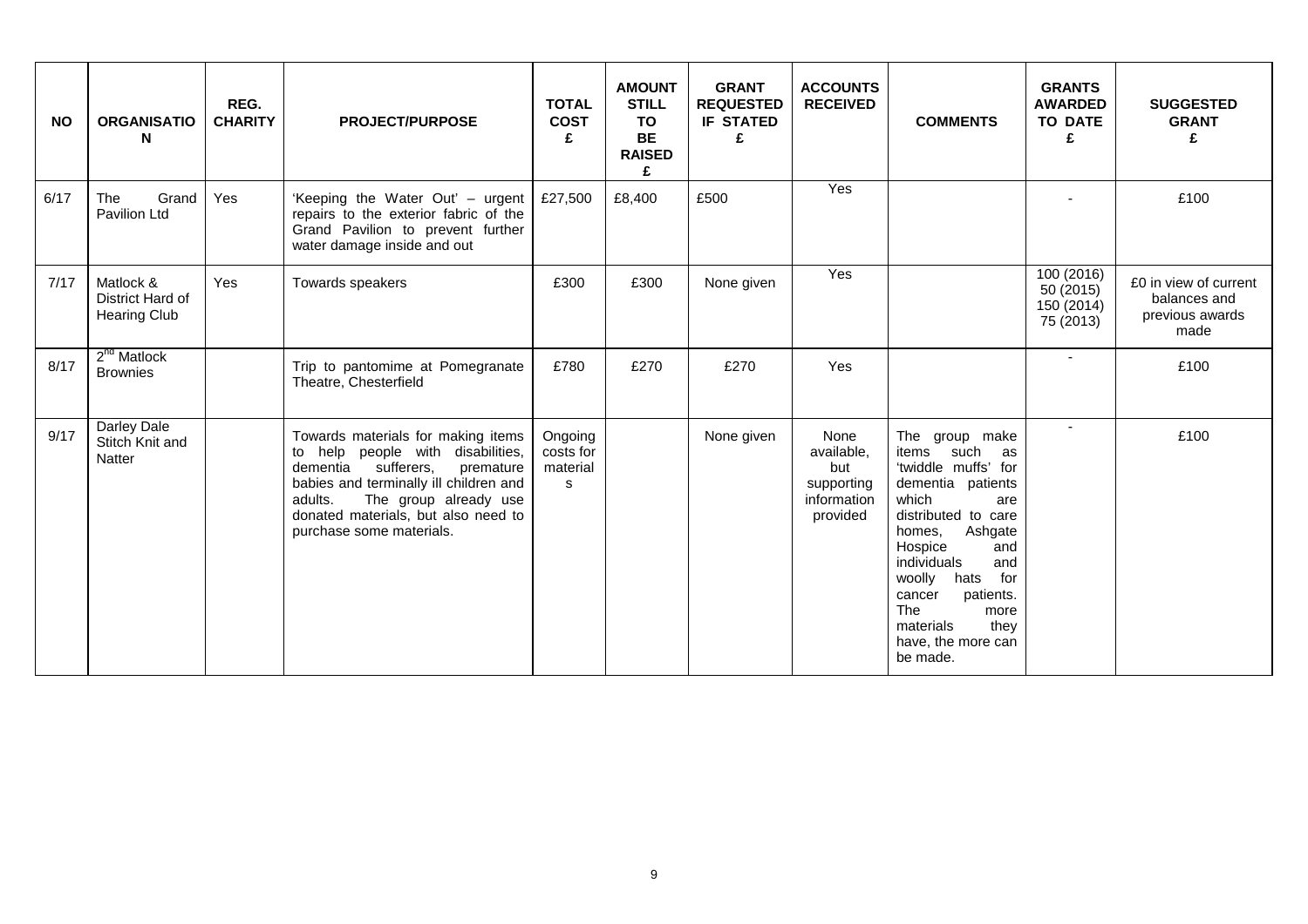| NO | ORGANISATION | REG. CHARITY | PROJECT/PURPOSE | TOTAL COST £ | AMOUNT STILL TO BE RAISED £ | GRANT REQUESTED IF STATED £ | ACCOUNTS RECEIVED | COMMENTS | GRANTS AWARDED TO DATE £ | SUGGESTED GRANT £ |
|---|---|---|---|---|---|---|---|---|---|---|
| 6/17 | The Grand Pavilion Ltd | Yes | 'Keeping the Water Out' – urgent repairs to the exterior fabric of the Grand Pavilion to prevent further water damage inside and out | £27,500 | £8,400 | £500 | Yes | | - | £100 |
| 7/17 | Matlock & District Hard of Hearing Club | Yes | Towards speakers | £300 | £300 | None given | Yes | | 100 (2016) 50 (2015) 150 (2014) 75 (2013) | £0 in view of current balances and previous awards made |
| 8/17 | 2nd Matlock Brownies | | Trip to pantomime at Pomegranate Theatre, Chesterfield | £780 | £270 | £270 | Yes | | - | £100 |
| 9/17 | Darley Dale Stitch Knit and Natter | | Towards materials for making items to help people with disabilities, dementia sufferers, premature babies and terminally ill children and adults. The group already use donated materials, but also need to purchase some materials. | Ongoing costs for materials | | None given | None available, but supporting information provided | The group make items such as 'twiddle muffs' for dementia patients which are distributed to care homes, Ashgate Hospice and individuals and woolly hats for cancer patients. The more materials they have, the more can be made. | - | £100 |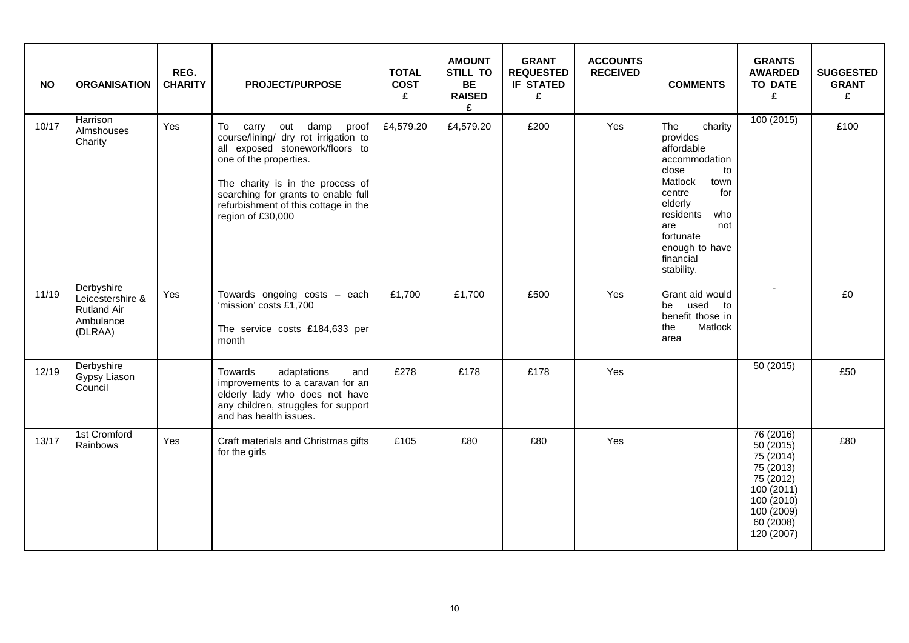| NO | ORGANISATION | REG. CHARITY | PROJECT/PURPOSE | TOTAL COST £ | AMOUNT STILL TO BE RAISED £ | GRANT REQUESTED IF STATED £ | ACCOUNTS RECEIVED | COMMENTS | GRANTS AWARDED TO DATE £ | SUGGESTED GRANT £ |
|---|---|---|---|---|---|---|---|---|---|---|
| 10/17 | Harrison Almshouses Charity | Yes | To carry out damp proof course/lining/ dry rot irrigation to all exposed stonework/floors to one of the properties.<br><br>The charity is in the process of searching for grants to enable full refurbishment of this cottage in the region of £30,000 | £4,579.20 | £4,579.20 | £200 | Yes | The charity provides affordable accommodation close to Matlock town centre for elderly residents who are not fortunate enough to have financial stability. | 100 (2015) | £100 |
| 11/19 | Derbyshire Leicestershire & Rutland Air Ambulance (DLRAA) | Yes | Towards ongoing costs – each 'mission' costs £1,700<br><br>The service costs £184,633 per month | £1,700 | £1,700 | £500 | Yes | Grant aid would be used to benefit those in the Matlock area | - | £0 |
| 12/19 | Derbyshire Gypsy Liason Council | | Towards adaptations and improvements to a caravan for an elderly lady who does not have any children, struggles for support and has health issues. | £278 | £178 | £178 | Yes | | 50 (2015) | £50 |
| 13/17 | 1st Cromford Rainbows | Yes | Craft materials and Christmas gifts for the girls | £105 | £80 | £80 | Yes | | 76 (2016)<br>50 (2015)<br>75 (2014)<br>75 (2013)<br>75 (2012)<br>100 (2011)<br>100 (2010)<br>100 (2009)<br>60 (2008)<br>120 (2007) | £80 |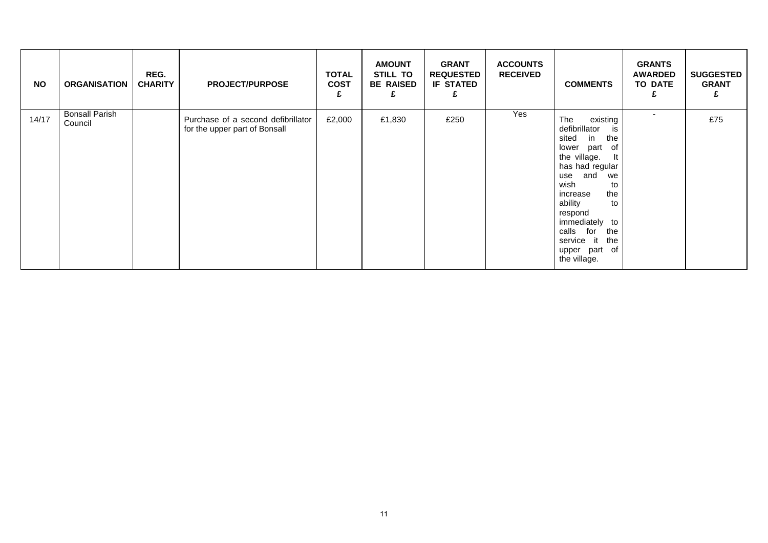| NO | ORGANISATION | REG. CHARITY | PROJECT/PURPOSE | TOTAL COST £ | AMOUNT STILL TO BE RAISED £ | GRANT REQUESTED IF STATED £ | ACCOUNTS RECEIVED | COMMENTS | GRANTS AWARDED TO DATE £ | SUGGESTED GRANT £ |
|---|---|---|---|---|---|---|---|---|---|---|
| 14/17 | Bonsall Parish Council | | Purchase of a second defibrillator for the upper part of Bonsall | £2,000 | £1,830 | £250 | Yes | The existing defibrillator is sited in the lower part of the village. It has had regular use and we wish to increase the ability to respond immediately to calls for the service it the upper part of the village. | - | £75 |